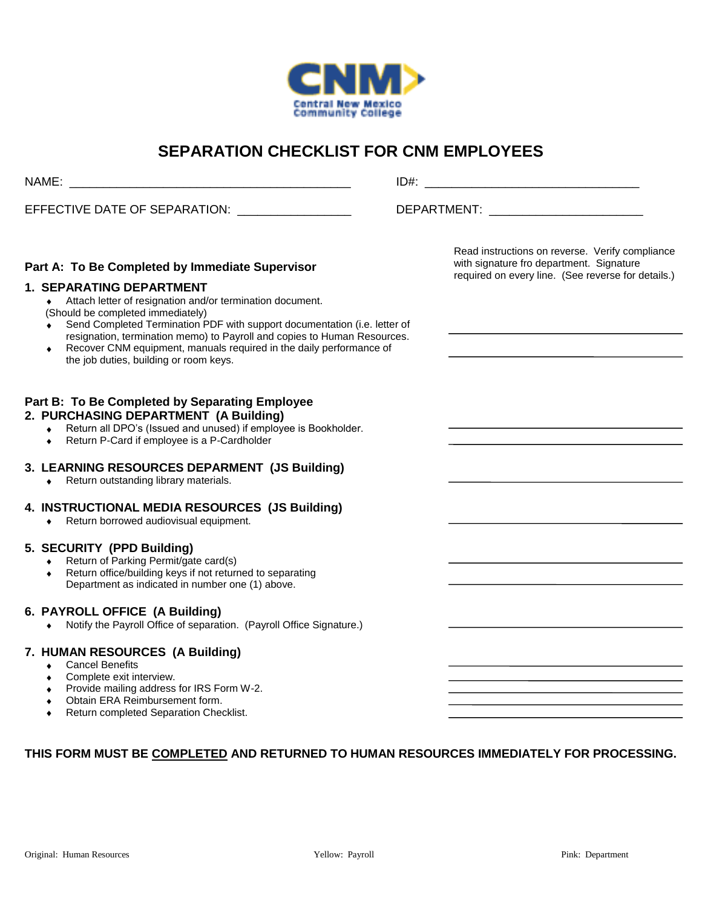CNM

Central New Mexico Community College

# SEPARATION CHECKLIST FOR CNM EMPLOYEES

NAME: ________________________________________ ID#: ______________________________

EFFECTIVE DATE OF SEPARATION: ________________ DEPARTMENT: ______________________

Read instructions on reverse. Verify compliance with signature fro department. Signature required on every line. (See reverse for details.)

## Part A: To Be Completed by Immediate Supervisor

### 1. SEPARATING DEPARTMENT

- Attach letter of resignation and/or termination document.

(Should be completed immediately)

- Send Completed Termination PDF with support documentation (i.e. letter of resignation, termination memo) to Payroll and copies to Human Resources. ________________________
- Recover CNM equipment, manuals required in the daily performance of the job duties, building or room keys. ________________________

## Part B: To Be Completed by Separating Employee

### 2. PURCHASING DEPARTMENT (A Building)

- Return all DPO's (Issued and unused) if employee is Bookholder. ________________________
- Return P-Card if employee is a P-Cardholder ________________________

### 3. LEARNING RESOURCES DEPARMENT (JS Building)

- Return outstanding library materials. ________________________

### 4. INSTRUCTIONAL MEDIA RESOURCES (JS Building)

- Return borrowed audiovisual equipment. ________________________

### 5. SECURITY (PPD Building)

- Return of Parking Permit/gate card(s) ________________________
- Return office/building keys if not returned to separating Department as indicated in number one (1) above. ________________________

### 6. PAYROLL OFFICE (A Building)

- Notify the Payroll Office of separation. (Payroll Office Signature.) ________________________

### 7. HUMAN RESOURCES (A Building)

- Cancel Benefits ________________________
- Complete exit interview. ________________________
- Provide mailing address for IRS Form W-2. ________________________
- Obtain ERA Reimbursement form. ________________________
- Return completed Separation Checklist. ________________________

**THIS FORM MUST BE COMPLETED AND RETURNED TO HUMAN RESOURCES IMMEDIATELY FOR PROCESSING.**

Original: Human Resources Yellow: Payroll Pink: Department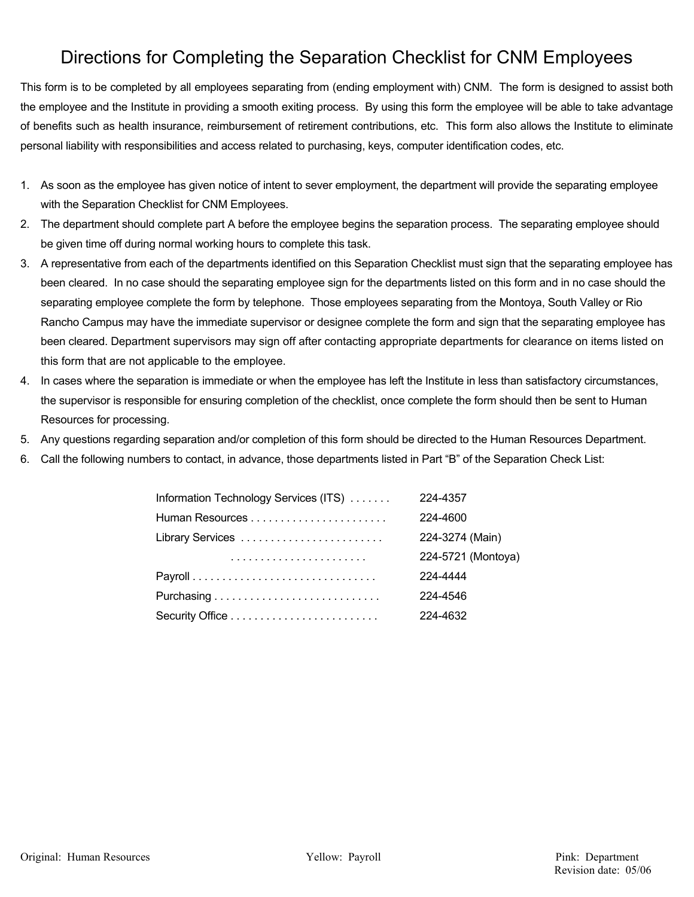# Directions for Completing the Separation Checklist for CNM Employees

This form is to be completed by all employees separating from (ending employment with) CNM. The form is designed to assist both the employee and the Institute in providing a smooth exiting process. By using this form the employee will be able to take advantage of benefits such as health insurance, reimbursement of retirement contributions, etc. This form also allows the Institute to eliminate personal liability with responsibilities and access related to purchasing, keys, computer identification codes, etc.

1. As soon as the employee has given notice of intent to sever employment, the department will provide the separating employee with the Separation Checklist for CNM Employees.
2. The department should complete part A before the employee begins the separation process. The separating employee should be given time off during normal working hours to complete this task.
3. A representative from each of the departments identified on this Separation Checklist must sign that the separating employee has been cleared. In no case should the separating employee sign for the departments listed on this form and in no case should the separating employee complete the form by telephone. Those employees separating from the Montoya, South Valley or Rio Rancho Campus may have the immediate supervisor or designee complete the form and sign that the separating employee has been cleared. Department supervisors may sign off after contacting appropriate departments for clearance on items listed on this form that are not applicable to the employee.
4. In cases where the separation is immediate or when the employee has left the Institute in less than satisfactory circumstances, the supervisor is responsible for ensuring completion of the checklist, once complete the form should then be sent to Human Resources for processing.
5. Any questions regarding separation and/or completion of this form should be directed to the Human Resources Department.
6. Call the following numbers to contact, in advance, those departments listed in Part "B" of the Separation Check List:

| | |
|---|---|
| Information Technology Services (ITS) | 224-4357 |
| Human Resources | 224-4600 |
| Library Services | 224-3274 (Main) |
| | 224-5721 (Montoya) |
| Payroll | 224-4444 |
| Purchasing | 224-4546 |
| Security Office | 224-4632 |

Original: Human Resources  Yellow: Payroll  Pink: Department

Revision date: 05/06